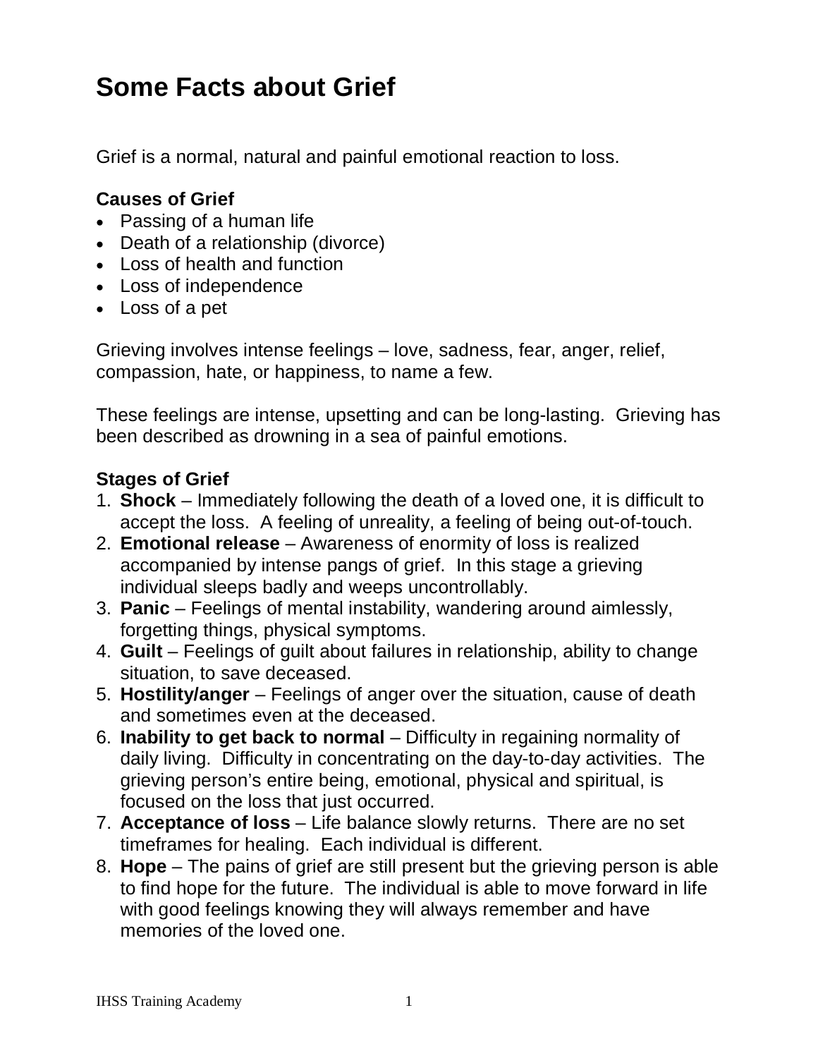# Some Facts about Grief

Grief is a normal, natural and painful emotional reaction to loss.

### Causes of Grief

- Passing of a human life
- Death of a relationship (divorce)
- Loss of health and function
- Loss of independence
- Loss of a pet

Grieving involves intense feelings – love, sadness, fear, anger, relief, compassion, hate, or happiness, to name a few.

These feelings are intense, upsetting and can be long-lasting. Grieving has been described as drowning in a sea of painful emotions.

### Stages of Grief

1. **Shock** – Immediately following the death of a loved one, it is difficult to accept the loss. A feeling of unreality, a feeling of being out-of-touch.
2. **Emotional release** – Awareness of enormity of loss is realized accompanied by intense pangs of grief. In this stage a grieving individual sleeps badly and weeps uncontrollably.
3. **Panic** – Feelings of mental instability, wandering around aimlessly, forgetting things, physical symptoms.
4. **Guilt** – Feelings of guilt about failures in relationship, ability to change situation, to save deceased.
5. **Hostility/anger** – Feelings of anger over the situation, cause of death and sometimes even at the deceased.
6. **Inability to get back to normal** – Difficulty in regaining normality of daily living. Difficulty in concentrating on the day-to-day activities. The grieving person's entire being, emotional, physical and spiritual, is focused on the loss that just occurred.
7. **Acceptance of loss** – Life balance slowly returns. There are no set timeframes for healing. Each individual is different.
8. **Hope** – The pains of grief are still present but the grieving person is able to find hope for the future. The individual is able to move forward in life with good feelings knowing they will always remember and have memories of the loved one.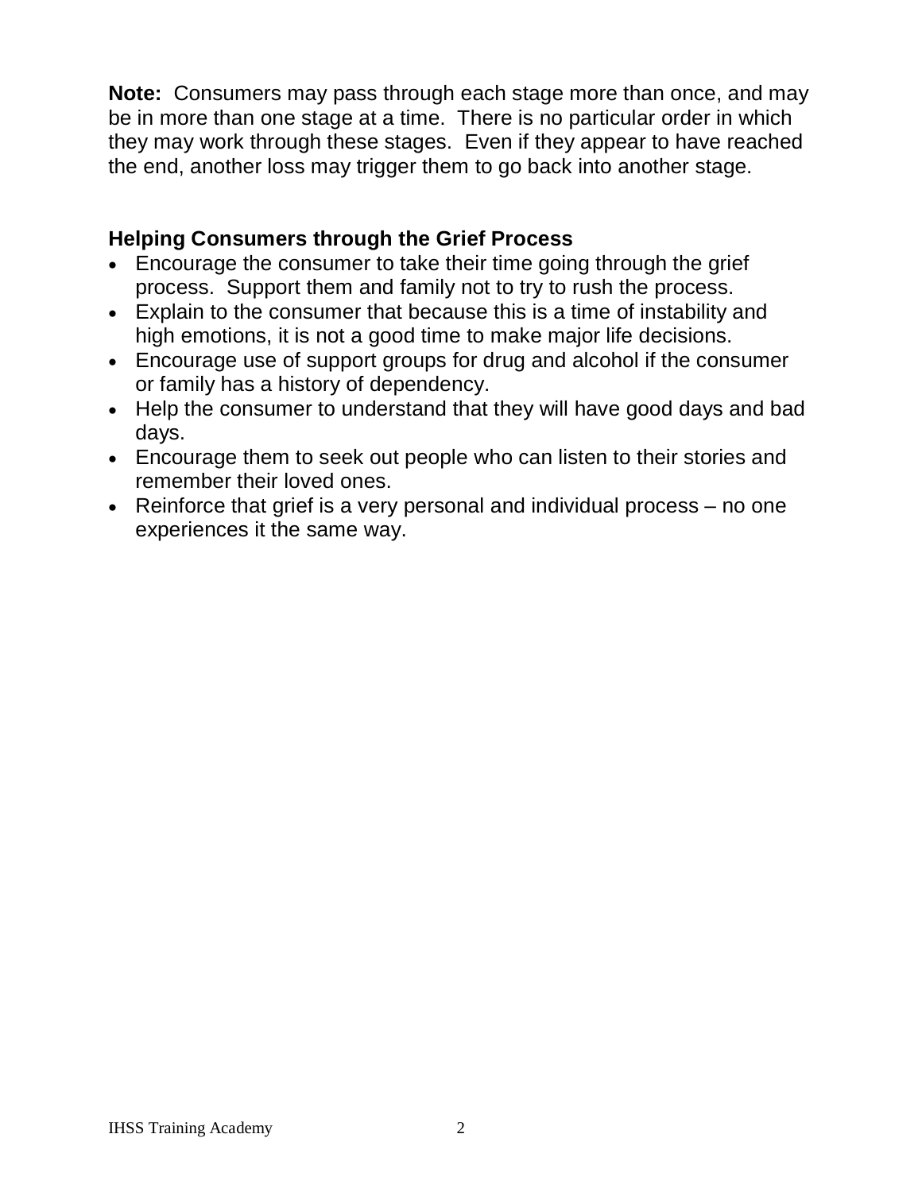**Note:** Consumers may pass through each stage more than once, and may be in more than one stage at a time. There is no particular order in which they may work through these stages. Even if they appear to have reached the end, another loss may trigger them to go back into another stage.

### Helping Consumers through the Grief Process

- Encourage the consumer to take their time going through the grief process. Support them and family not to try to rush the process.
- Explain to the consumer that because this is a time of instability and high emotions, it is not a good time to make major life decisions.
- Encourage use of support groups for drug and alcohol if the consumer or family has a history of dependency.
- Help the consumer to understand that they will have good days and bad days.
- Encourage them to seek out people who can listen to their stories and remember their loved ones.
- Reinforce that grief is a very personal and individual process – no one experiences it the same way.